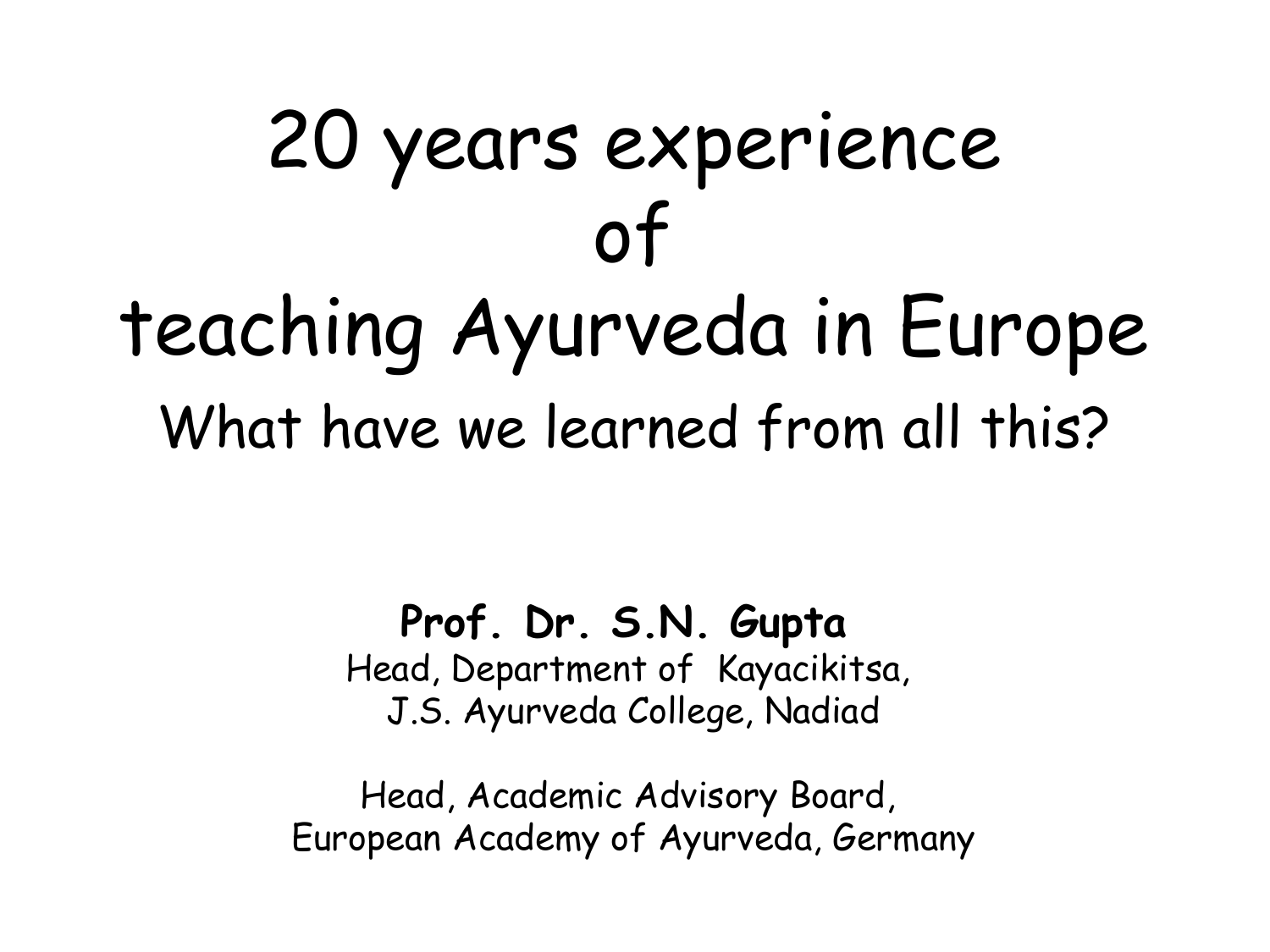# 20 years experience of teaching Ayurveda in Europe

## What have we learned from all this?

**Prof. Dr. S.N. Gupta**
Head, Department of Kayacikitsa,
J.S. Ayurveda College, Nadiad

Head, Academic Advisory Board,
European Academy of Ayurveda, Germany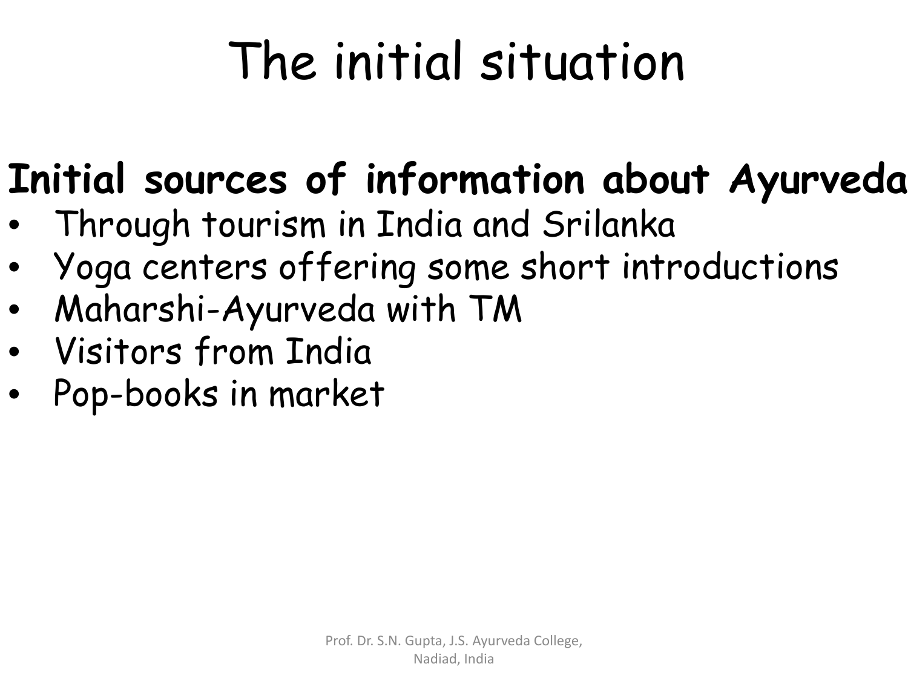# The initial situation

**Initial sources of information about Ayurveda**

- Through tourism in India and Srilanka
- Yoga centers offering some short introductions
- Maharshi-Ayurveda with TM
- Visitors from India
- Pop-books in market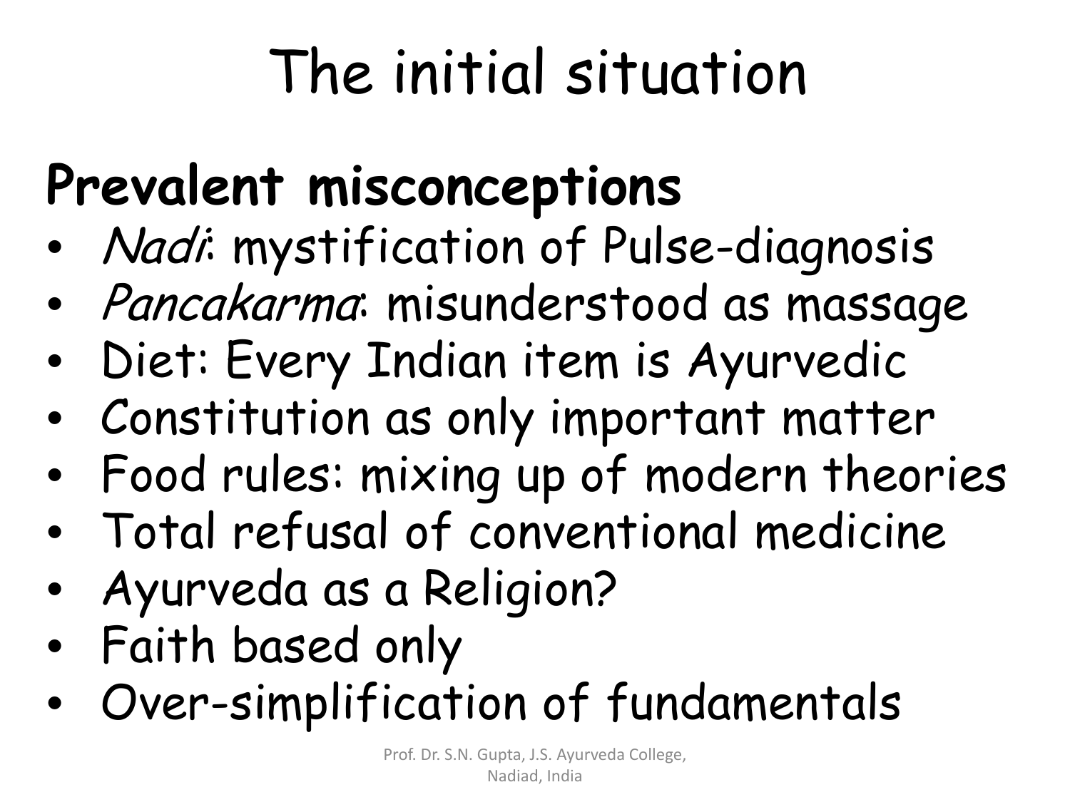# The initial situation

## Prevalent misconceptions

- *Nadi*: mystification of Pulse-diagnosis
- *Pancakarma*: misunderstood as massage
- Diet: Every Indian item is Ayurvedic
- Constitution as only important matter
- Food rules: mixing up of modern theories
- Total refusal of conventional medicine
- Ayurveda as a Religion?
- Faith based only
- Over-simplification of fundamentals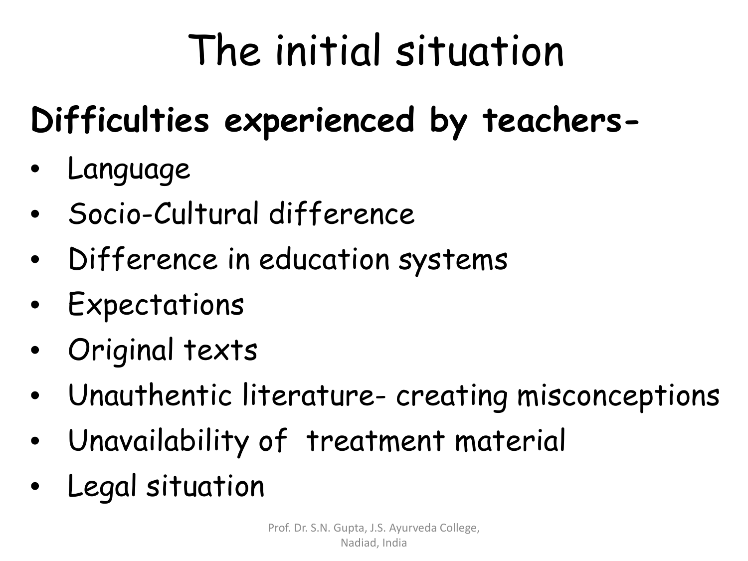# The initial situation

**Difficulties experienced by teachers-**

- Language
- Socio-Cultural difference
- Difference in education systems
- Expectations
- Original texts
- Unauthentic literature- creating misconceptions
- Unavailability of treatment material
- Legal situation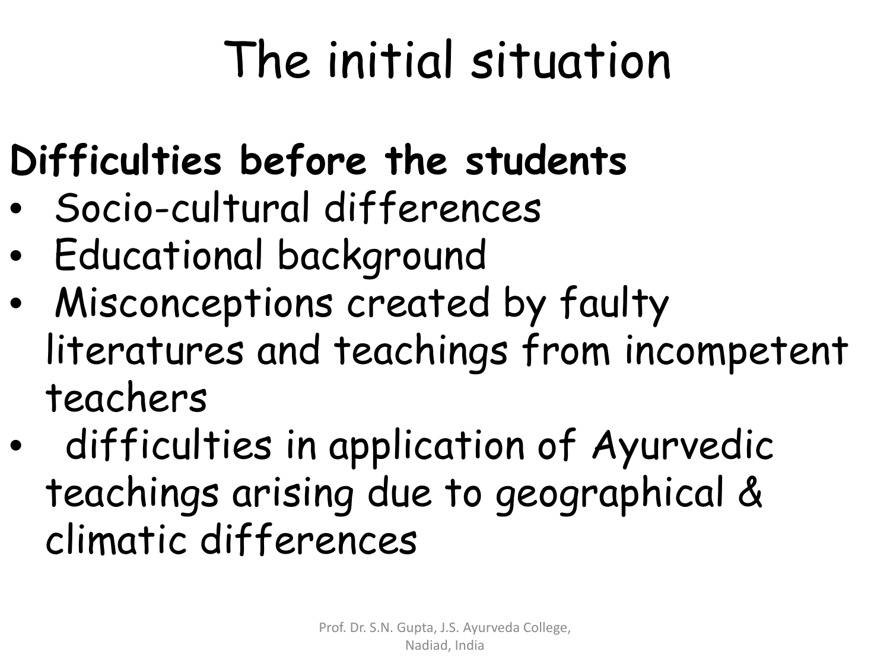# The initial situation

**Difficulties before the students**

- Socio-cultural differences
- Educational background
- Misconceptions created by faulty literatures and teachings from incompetent teachers
- difficulties in application of Ayurvedic teachings arising due to geographical & climatic differences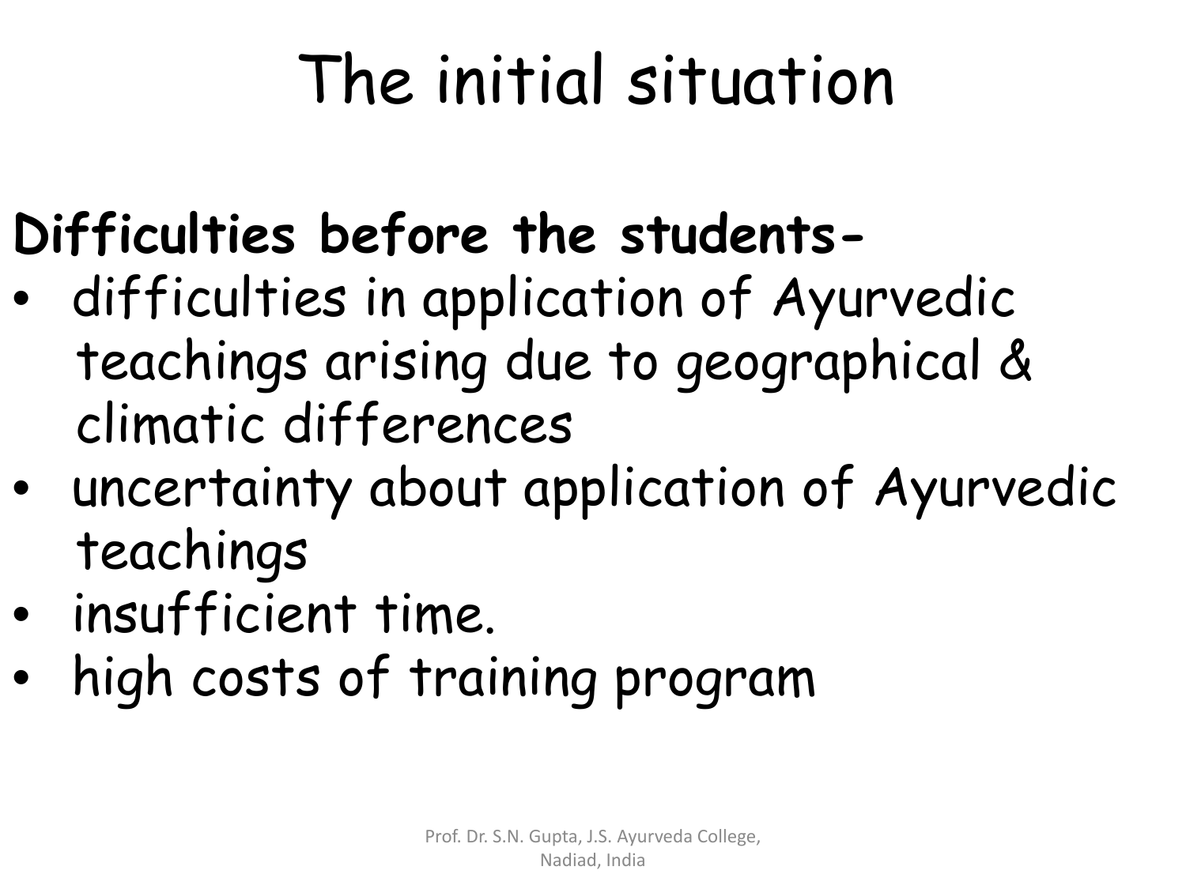# The initial situation

**Difficulties before the students-**

- difficulties in application of Ayurvedic teachings arising due to geographical & climatic differences
- uncertainty about application of Ayurvedic teachings
- insufficient time.
- high costs of training program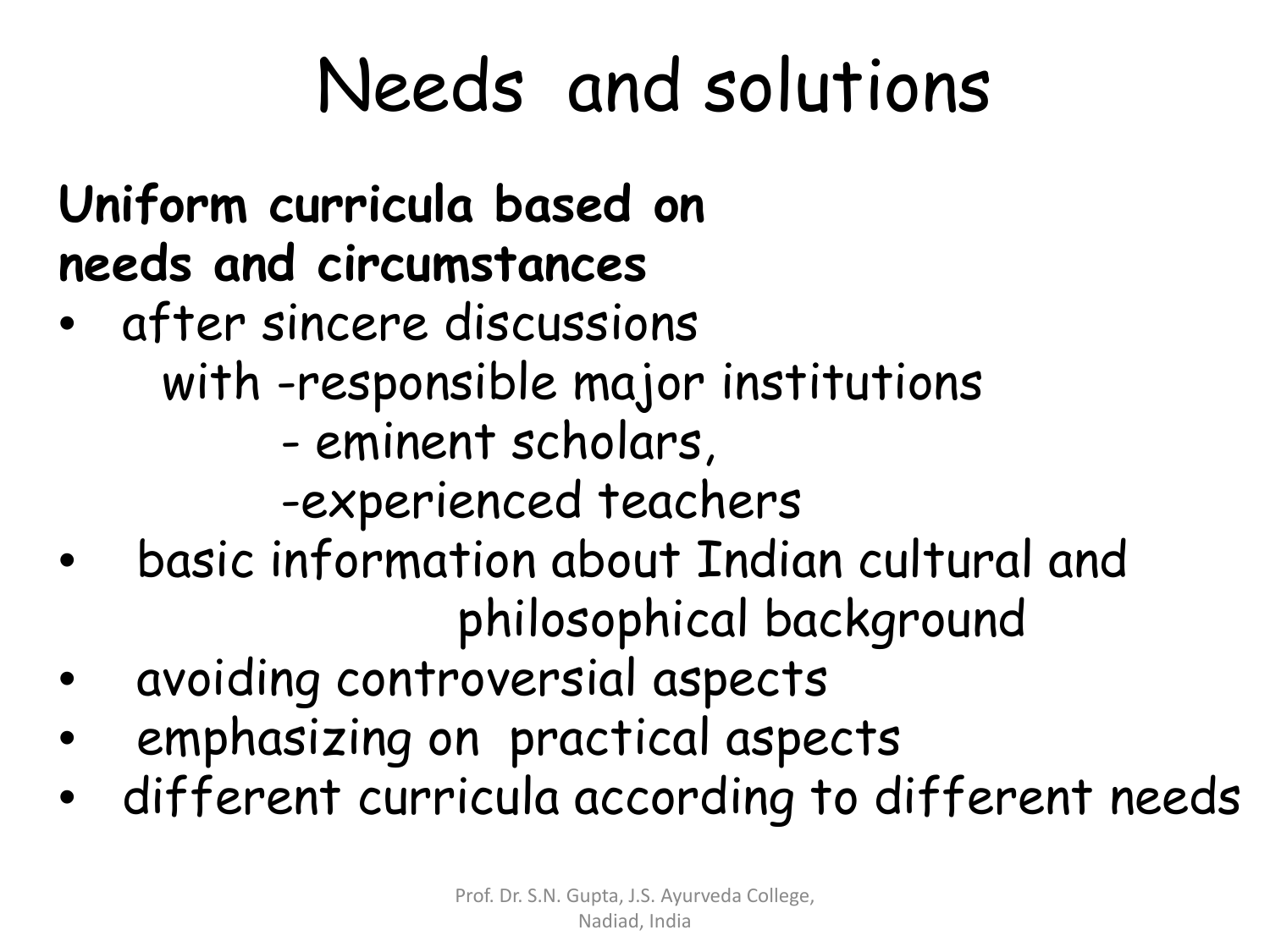# Needs and solutions

**Uniform curricula based on needs and circumstances**

- after sincere discussions
  with
  - responsible major institutions
  - eminent scholars,
  - experienced teachers
- basic information about Indian cultural and philosophical background
- avoiding controversial aspects
- emphasizing on practical aspects
- different curricula according to different needs

Prof. Dr. S.N. Gupta, J.S. Ayurveda College, Nadiad, India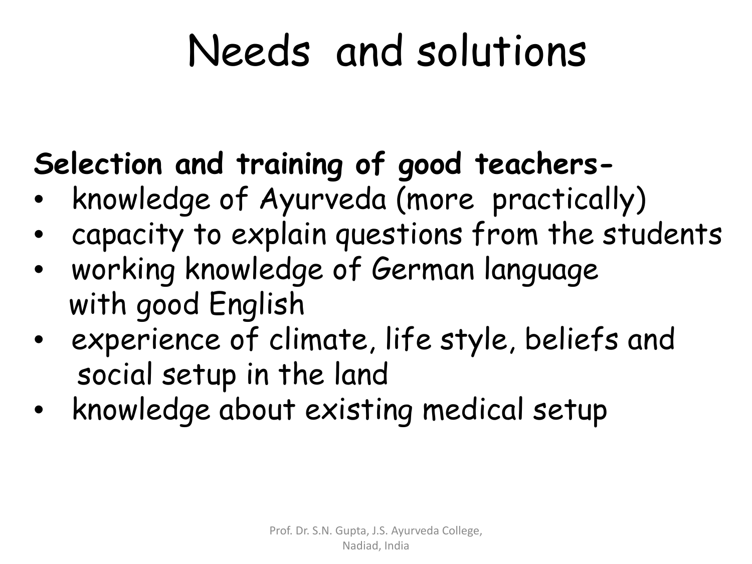# Needs and solutions

**Selection and training of good teachers-**

- knowledge of Ayurveda (more practically)
- capacity to explain questions from the students
- working knowledge of German language with good English
- experience of climate, life style, beliefs and social setup in the land
- knowledge about existing medical setup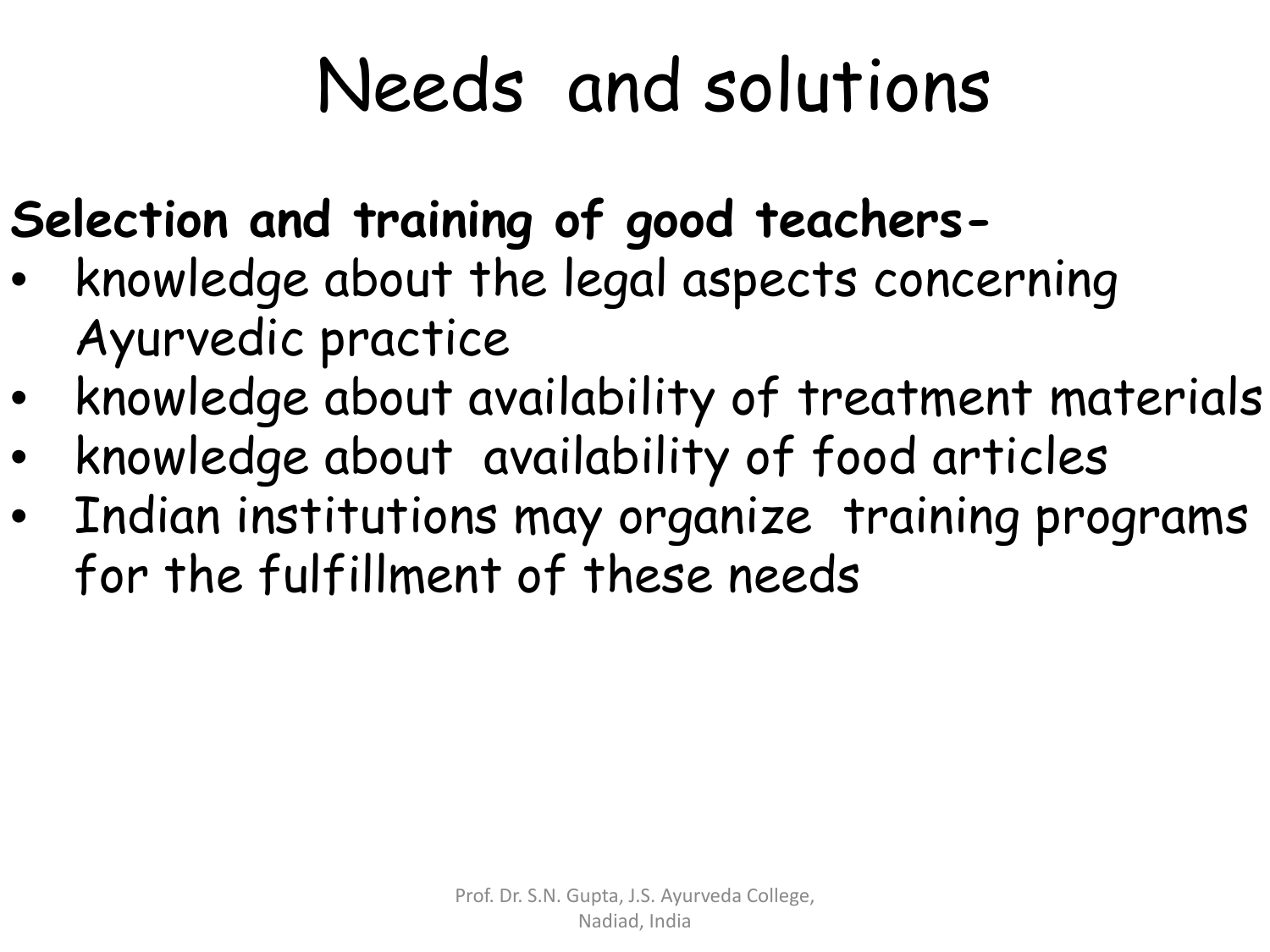# Needs and solutions

**Selection and training of good teachers-**

- knowledge about the legal aspects concerning Ayurvedic practice
- knowledge about availability of treatment materials
- knowledge about availability of food articles
- Indian institutions may organize training programs for the fulfillment of these needs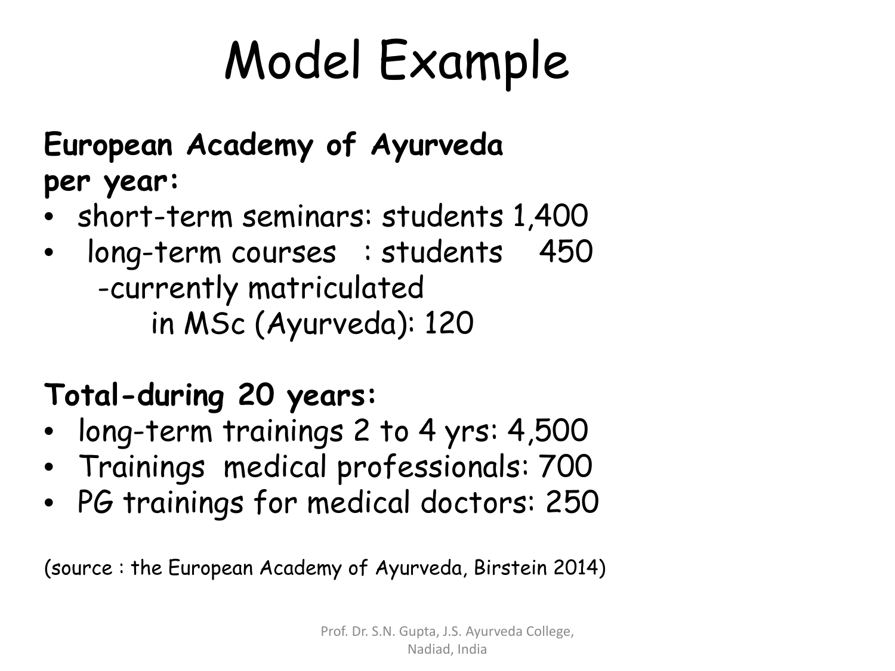# Model Example

**European Academy of Ayurveda**
**per year:**

- short-term seminars: students 1,400
- long-term courses : students 450
  - -currently matriculated in MSc (Ayurveda): 120

**Total-during 20 years:**

- long-term trainings 2 to 4 yrs: 4,500
- Trainings medical professionals: 700
- PG trainings for medical doctors: 250

(source : the European Academy of Ayurveda, Birstein 2014)

Prof. Dr. S.N. Gupta, J.S. Ayurveda College, Nadiad, India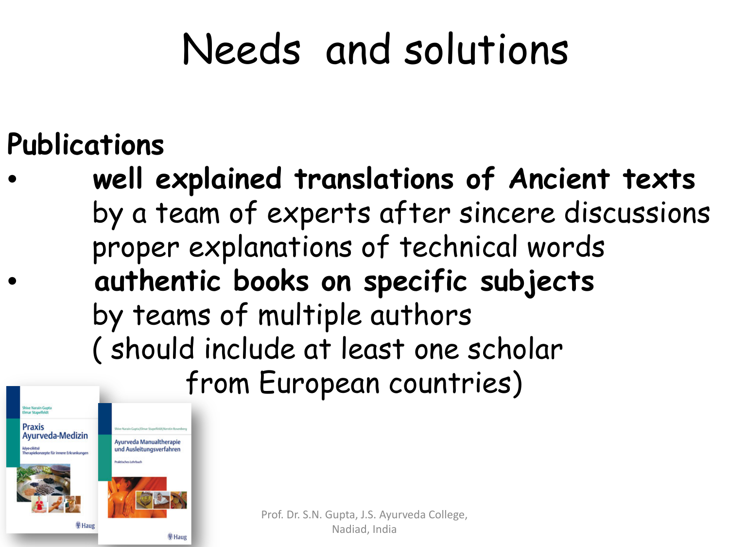# Needs and solutions

**Publications**

- ***well explained translations of Ancient texts***
  by a team of experts after sincere discussions
  proper explanations of technical words
- **authentic books on specific subjects**
  by teams of multiple authors
  ( should include at least one scholar
  from European countries)

Shive Narain Gupta
Elmar Stapelfeldt

Praxis Ayurveda-Medizin

kāya-cikitsā
Therapiekonzepte für innere Erkrankungen

Haug

Shive Narain Gupta | Elmar Stapelfeldt | Kerstin Rosenberg

Ayurveda Manualtherapie und Ausleitungsverfahren

Praktisches Lehrbuch

Haug

Prof. Dr. S.N. Gupta, J.S. Ayurveda College, Nadiad, India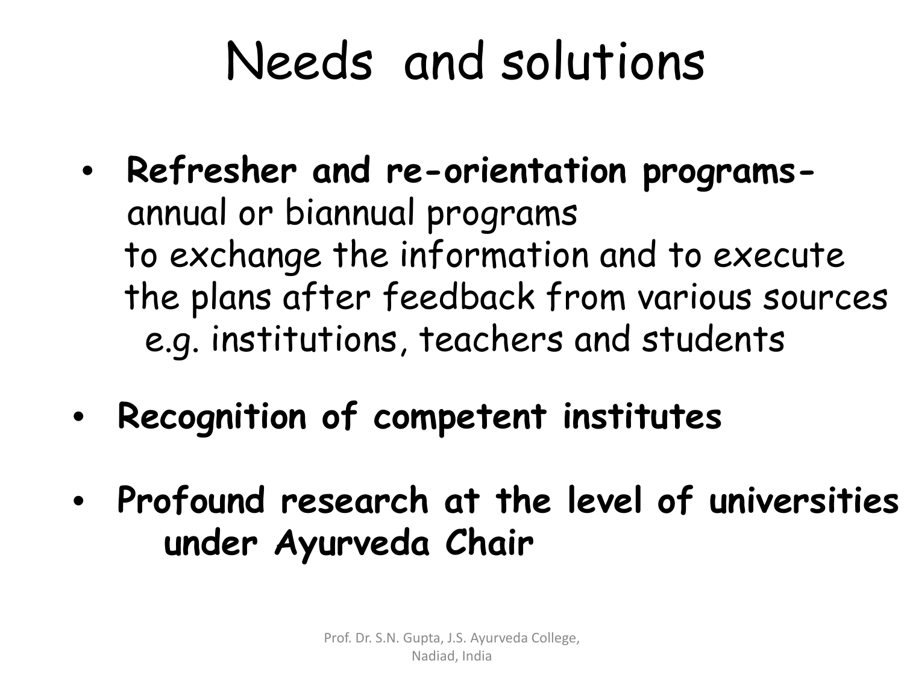# Needs and solutions

- **Refresher and re-orientation programs-** annual or biannual programs to exchange the information and to execute the plans after feedback from various sources e.g. institutions, teachers and students
- **Recognition of competent institutes**
- **Profound research at the level of universities under Ayurveda Chair**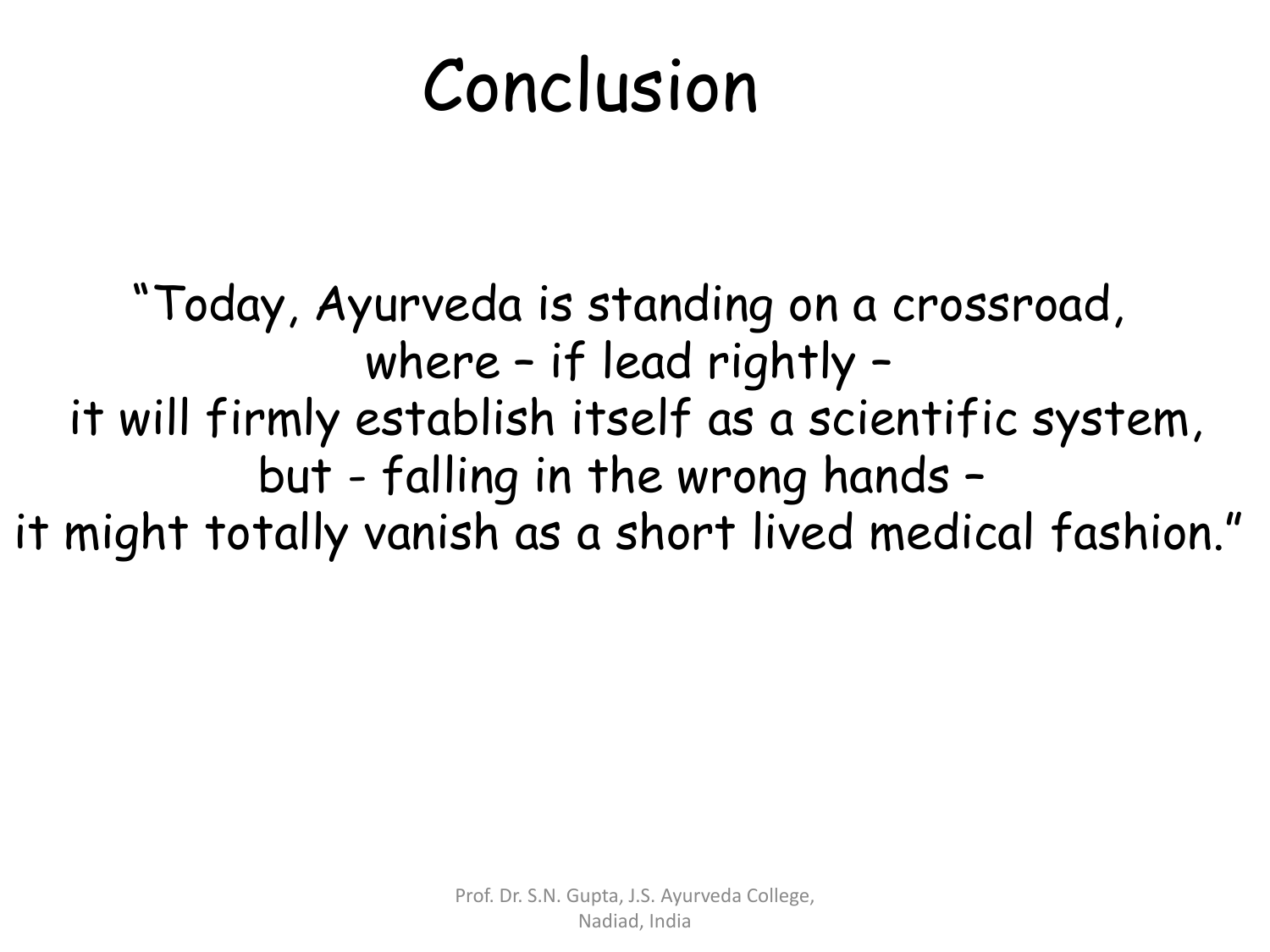# Conclusion

"Today, Ayurveda is standing on a crossroad,
where – if lead rightly –
it will firmly establish itself as a scientific system,
but - falling in the wrong hands –
it might totally vanish as a short lived medical fashion."

Prof. Dr. S.N. Gupta, J.S. Ayurveda College, Nadiad, India